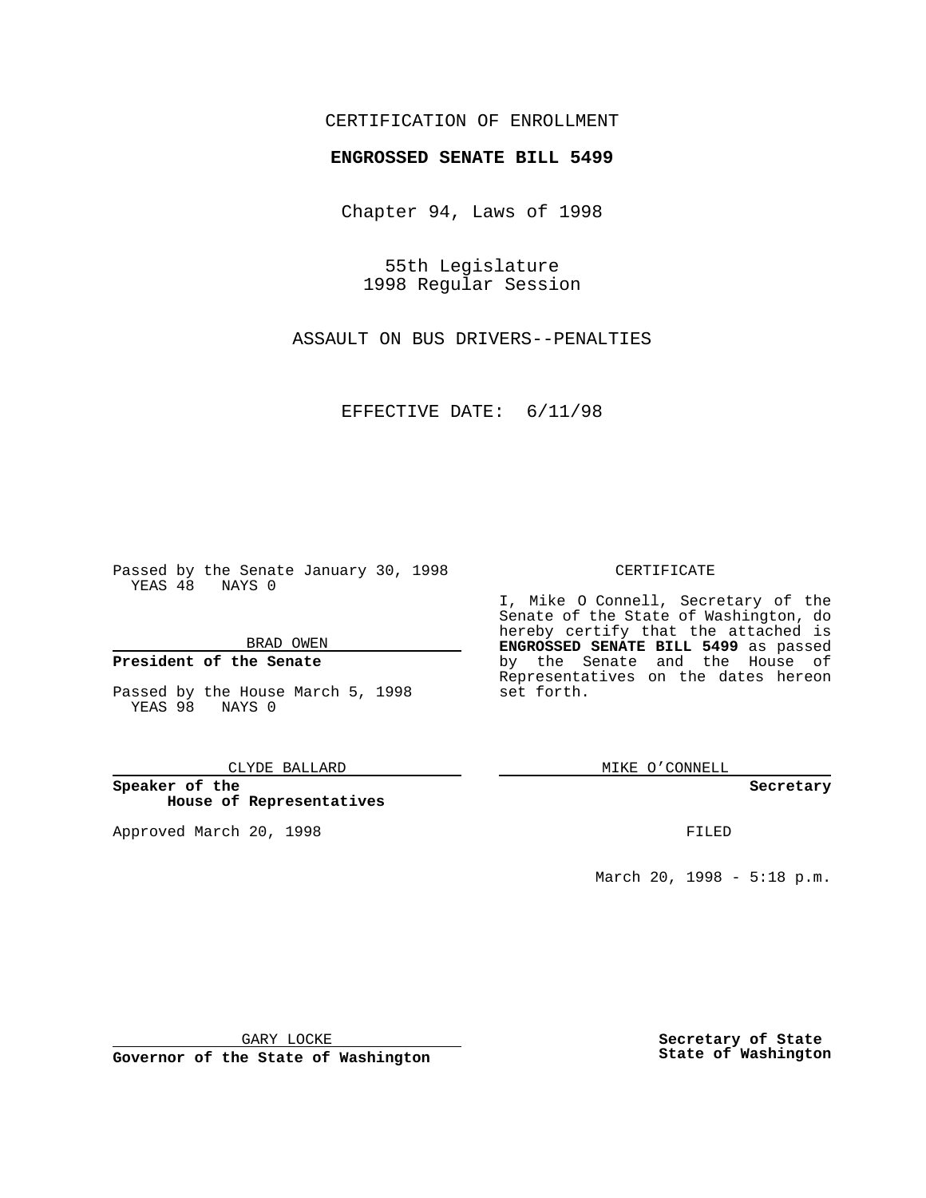CERTIFICATION OF ENROLLMENT

**ENGROSSED SENATE BILL 5499**

Chapter 94, Laws of 1998

55th Legislature
1998 Regular Session

ASSAULT ON BUS DRIVERS--PENALTIES

EFFECTIVE DATE: 6/11/98

Passed by the Senate January 30, 1998
YEAS 48 NAYS 0

BRAD OWEN

**President of the Senate**

Passed by the House March 5, 1998
YEAS 98 NAYS 0

CLYDE BALLARD

**Speaker of the House of Representatives**

Approved March 20, 1998

GARY LOCKE

**Governor of the State of Washington**

CERTIFICATE

I, Mike O Connell, Secretary of the Senate of the State of Washington, do hereby certify that the attached is **ENGROSSED SENATE BILL 5499** as passed by the Senate and the House of Representatives on the dates hereon set forth.

MIKE O'CONNELL

**Secretary**

FILED

March 20, 1998 - 5:18 p.m.

**Secretary of State**
**State of Washington**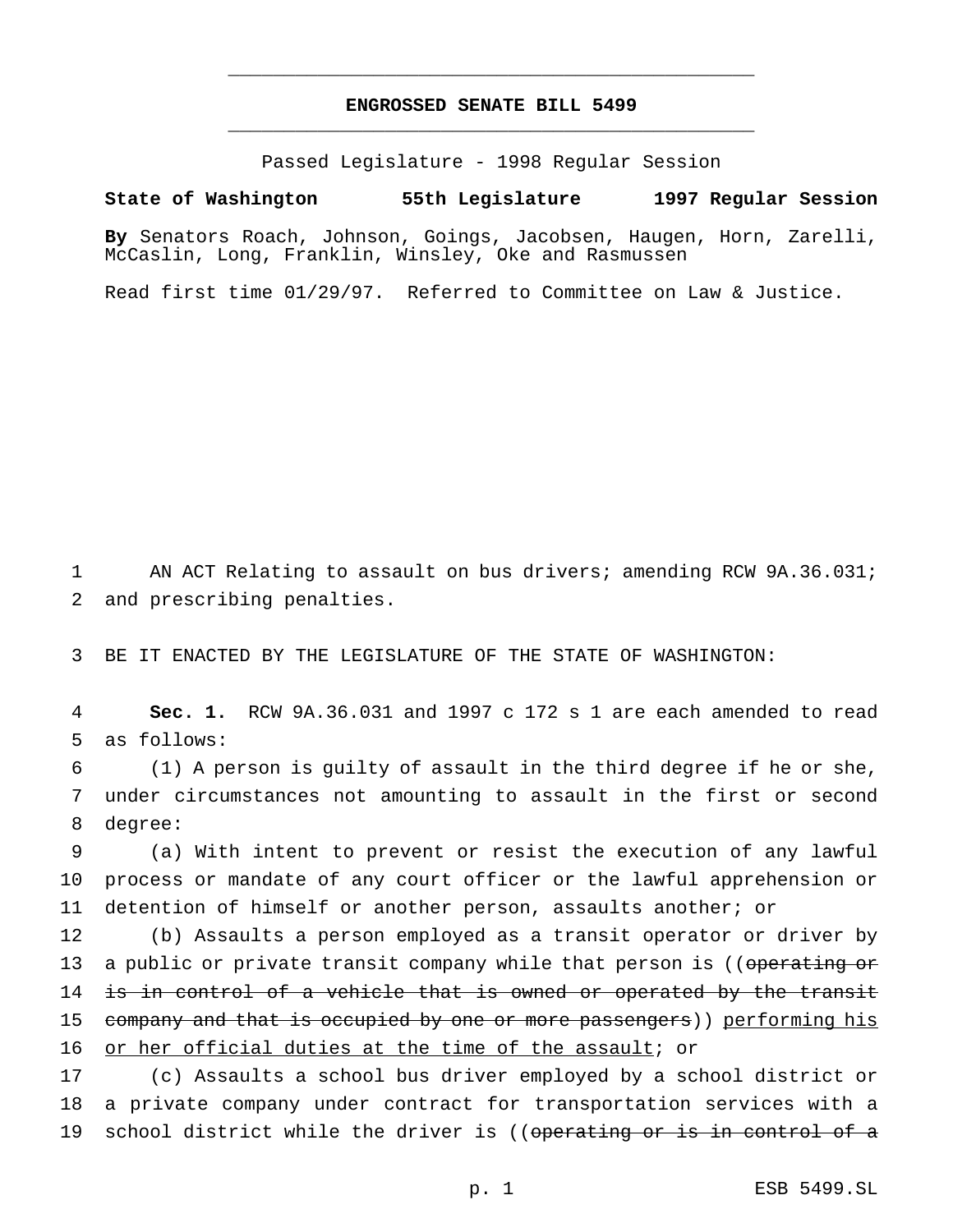**ENGROSSED SENATE BILL 5499**

Passed Legislature - 1998 Regular Session

**State of Washington 55th Legislature 1997 Regular Session**

**By** Senators Roach, Johnson, Goings, Jacobsen, Haugen, Horn, Zarelli, McCaslin, Long, Franklin, Winsley, Oke and Rasmussen

Read first time 01/29/97. Referred to Committee on Law & Justice.

AN ACT Relating to assault on bus drivers; amending RCW 9A.36.031; and prescribing penalties.

BE IT ENACTED BY THE LEGISLATURE OF THE STATE OF WASHINGTON:

**Sec. 1.** RCW 9A.36.031 and 1997 c 172 s 1 are each amended to read as follows:

(1) A person is guilty of assault in the third degree if he or she, under circumstances not amounting to assault in the first or second degree:

(a) With intent to prevent or resist the execution of any lawful process or mandate of any court officer or the lawful apprehension or detention of himself or another person, assaults another; or

(b) Assaults a person employed as a transit operator or driver by a public or private transit company while that person is ((~~operating or is in control of a vehicle that is owned or operated by the transit company and that is occupied by one or more passengers~~)) <u>performing his or her official duties at the time of the assault</u>; or

(c) Assaults a school bus driver employed by a school district or a private company under contract for transportation services with a school district while the driver is ((~~operating or is in control of a~~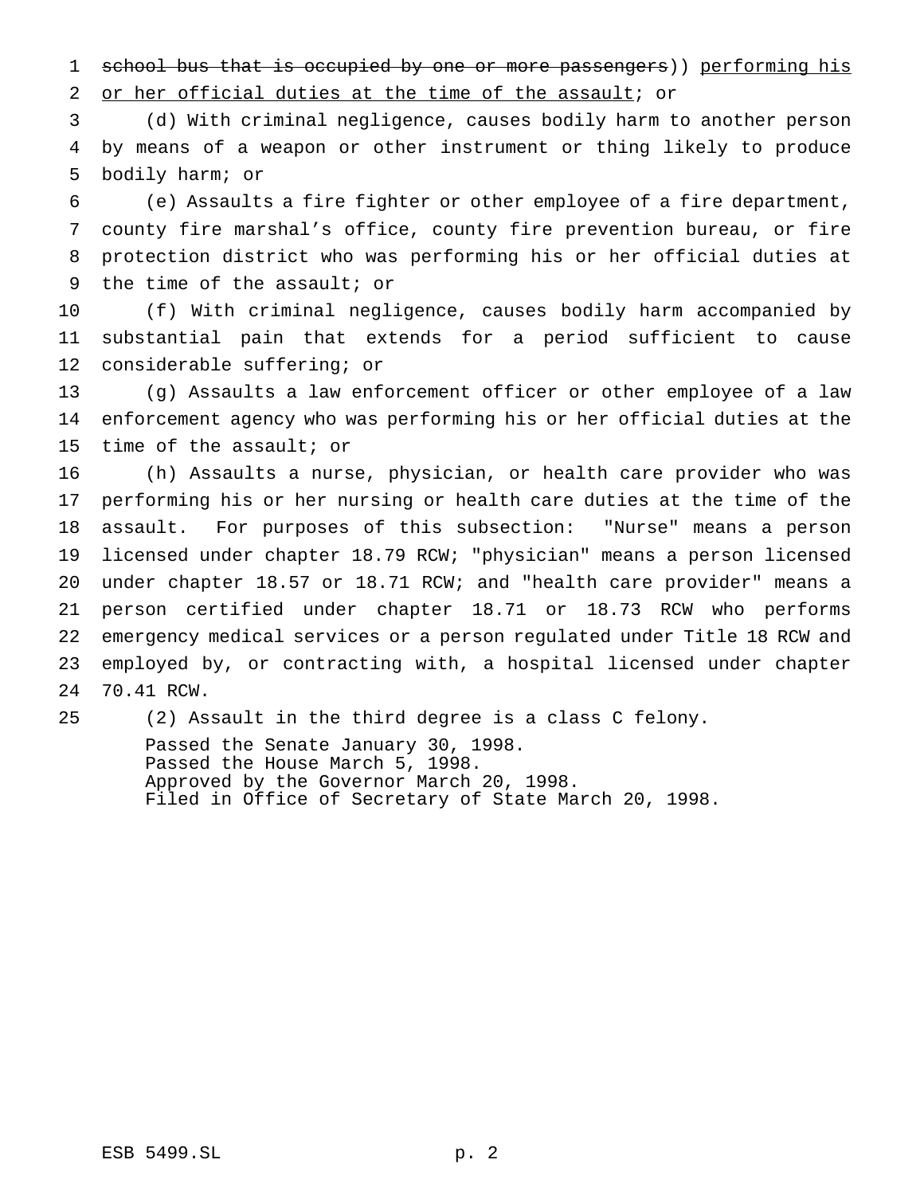~~school bus that is occupied by one or more passengers~~)) performing his or her official duties at the time of the assault; or

(d) With criminal negligence, causes bodily harm to another person by means of a weapon or other instrument or thing likely to produce bodily harm; or

(e) Assaults a fire fighter or other employee of a fire department, county fire marshal's office, county fire prevention bureau, or fire protection district who was performing his or her official duties at the time of the assault; or

(f) With criminal negligence, causes bodily harm accompanied by substantial pain that extends for a period sufficient to cause considerable suffering; or

(g) Assaults a law enforcement officer or other employee of a law enforcement agency who was performing his or her official duties at the time of the assault; or

(h) Assaults a nurse, physician, or health care provider who was performing his or her nursing or health care duties at the time of the assault. For purposes of this subsection: "Nurse" means a person licensed under chapter 18.79 RCW; "physician" means a person licensed under chapter 18.57 or 18.71 RCW; and "health care provider" means a person certified under chapter 18.71 or 18.73 RCW who performs emergency medical services or a person regulated under Title 18 RCW and employed by, or contracting with, a hospital licensed under chapter 70.41 RCW.

(2) Assault in the third degree is a class C felony.

Passed the Senate January 30, 1998.
Passed the House March 5, 1998.
Approved by the Governor March 20, 1998.
Filed in Office of Secretary of State March 20, 1998.